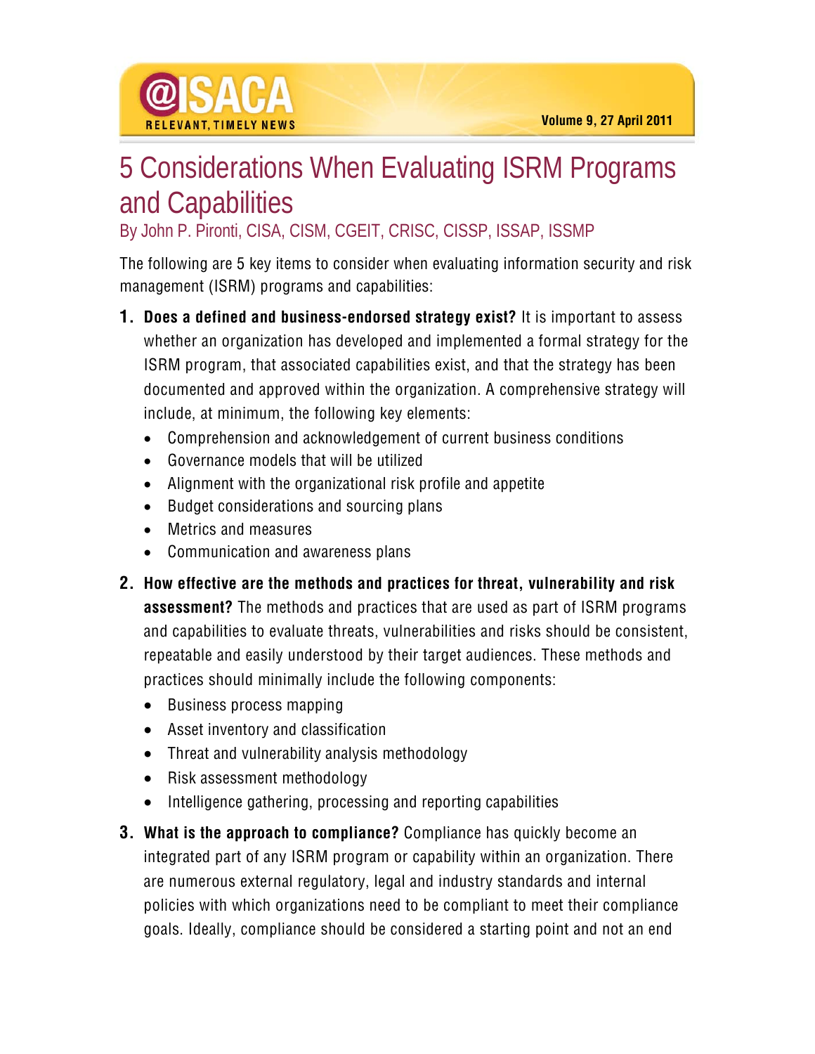# 5 Considerations When Evaluating ISRM Programs and Capabilities

By John P. Pironti, CISA, CISM, CGEIT, CRISC, CISSP, ISSAP, ISSMP

The following are 5 key items to consider when evaluating information security and risk management (ISRM) programs and capabilities:

1. **Does a defined and business-endorsed strategy exist?** It is important to assess whether an organization has developed and implemented a formal strategy for the ISRM program, that associated capabilities exist, and that the strategy has been documented and approved within the organization. A comprehensive strategy will include, at minimum, the following key elements:
   - Comprehension and acknowledgement of current business conditions
   - Governance models that will be utilized
   - Alignment with the organizational risk profile and appetite
   - Budget considerations and sourcing plans
   - Metrics and measures
   - Communication and awareness plans
2. **How effective are the methods and practices for threat, vulnerability and risk assessment?** The methods and practices that are used as part of ISRM programs and capabilities to evaluate threats, vulnerabilities and risks should be consistent, repeatable and easily understood by their target audiences. These methods and practices should minimally include the following components:
   - Business process mapping
   - Asset inventory and classification
   - Threat and vulnerability analysis methodology
   - Risk assessment methodology
   - Intelligence gathering, processing and reporting capabilities
3. **What is the approach to compliance?** Compliance has quickly become an integrated part of any ISRM program or capability within an organization. There are numerous external regulatory, legal and industry standards and internal policies with which organizations need to be compliant to meet their compliance goals. Ideally, compliance should be considered a starting point and not an end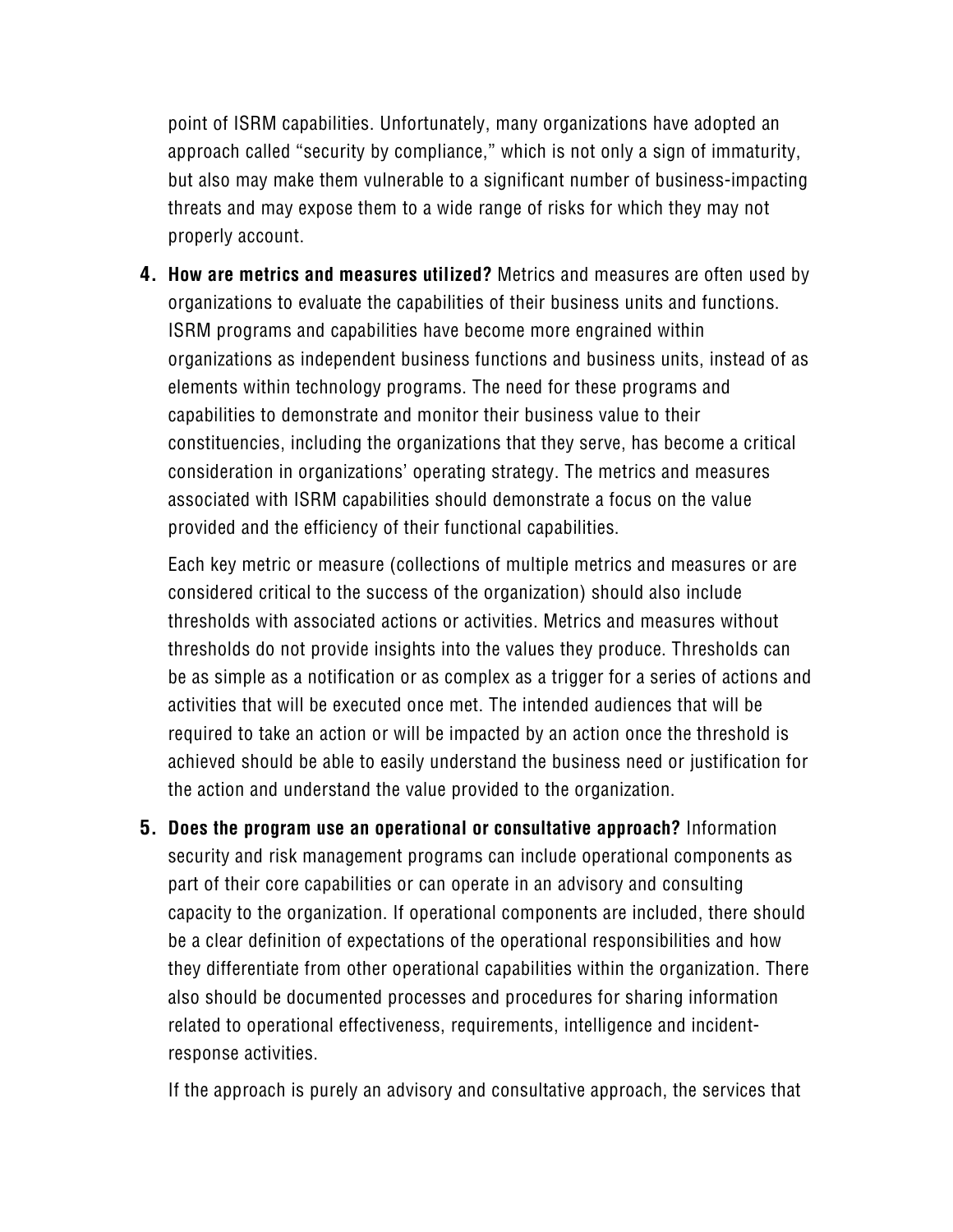point of ISRM capabilities. Unfortunately, many organizations have adopted an approach called "security by compliance," which is not only a sign of immaturity, but also may make them vulnerable to a significant number of business-impacting threats and may expose them to a wide range of risks for which they may not properly account.

4. **How are metrics and measures utilized?** Metrics and measures are often used by organizations to evaluate the capabilities of their business units and functions. ISRM programs and capabilities have become more engrained within organizations as independent business functions and business units, instead of as elements within technology programs. The need for these programs and capabilities to demonstrate and monitor their business value to their constituencies, including the organizations that they serve, has become a critical consideration in organizations' operating strategy. The metrics and measures associated with ISRM capabilities should demonstrate a focus on the value provided and the efficiency of their functional capabilities.

   Each key metric or measure (collections of multiple metrics and measures or are considered critical to the success of the organization) should also include thresholds with associated actions or activities. Metrics and measures without thresholds do not provide insights into the values they produce. Thresholds can be as simple as a notification or as complex as a trigger for a series of actions and activities that will be executed once met. The intended audiences that will be required to take an action or will be impacted by an action once the threshold is achieved should be able to easily understand the business need or justification for the action and understand the value provided to the organization.

5. **Does the program use an operational or consultative approach?** Information security and risk management programs can include operational components as part of their core capabilities or can operate in an advisory and consulting capacity to the organization. If operational components are included, there should be a clear definition of expectations of the operational responsibilities and how they differentiate from other operational capabilities within the organization. There also should be documented processes and procedures for sharing information related to operational effectiveness, requirements, intelligence and incident-response activities.

   If the approach is purely an advisory and consultative approach, the services that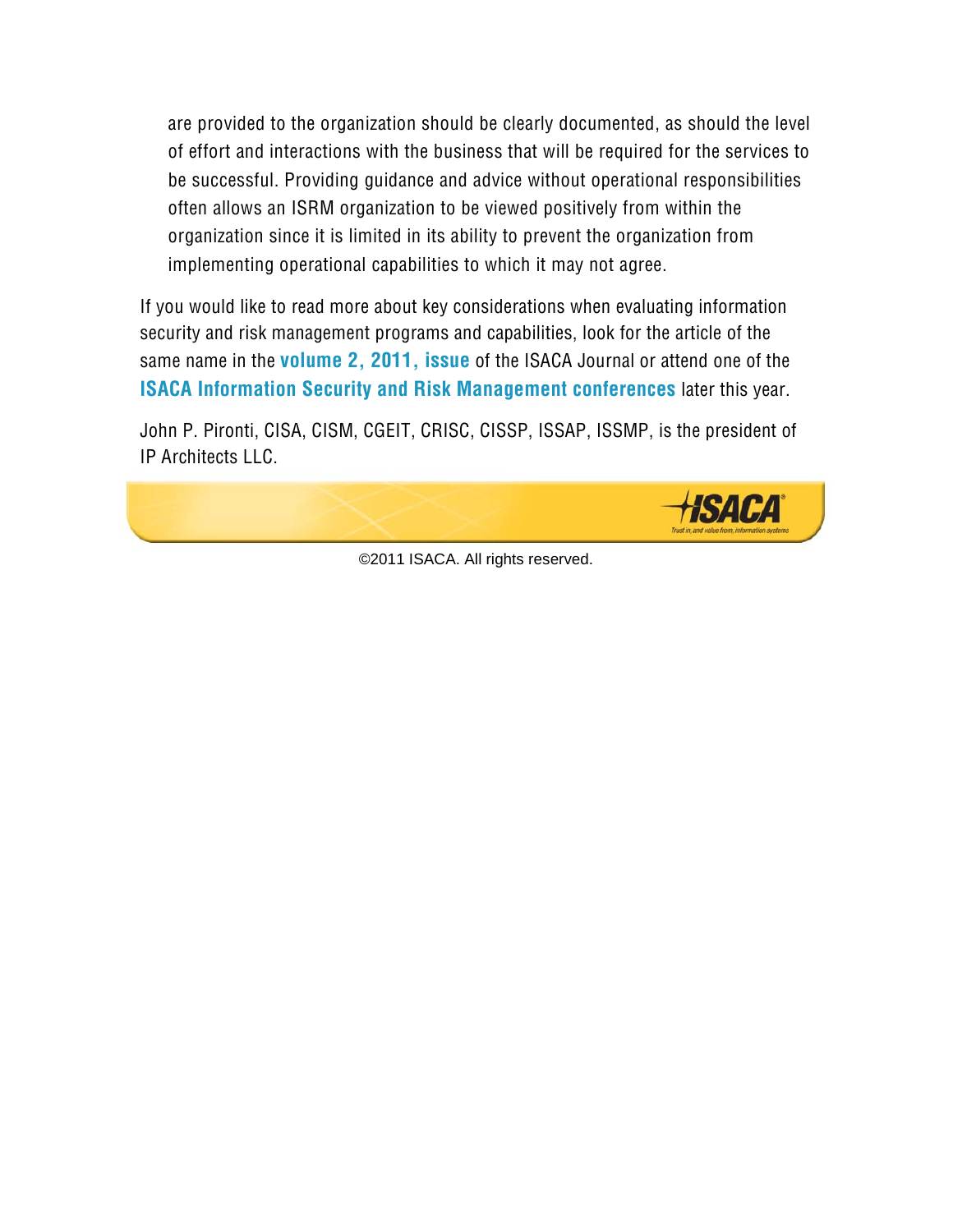are provided to the organization should be clearly documented, as should the level of effort and interactions with the business that will be required for the services to be successful. Providing guidance and advice without operational responsibilities often allows an ISRM organization to be viewed positively from within the organization since it is limited in its ability to prevent the organization from implementing operational capabilities to which it may not agree.

If you would like to read more about key considerations when evaluating information security and risk management programs and capabilities, look for the article of the same name in the **volume 2, 2011, issue** of the ISACA Journal or attend one of the **ISACA Information Security and Risk Management conferences** later this year.

John P. Pironti, CISA, CISM, CGEIT, CRISC, CISSP, ISSAP, ISSMP, is the president of IP Architects LLC.

©2011 ISACA. All rights reserved.